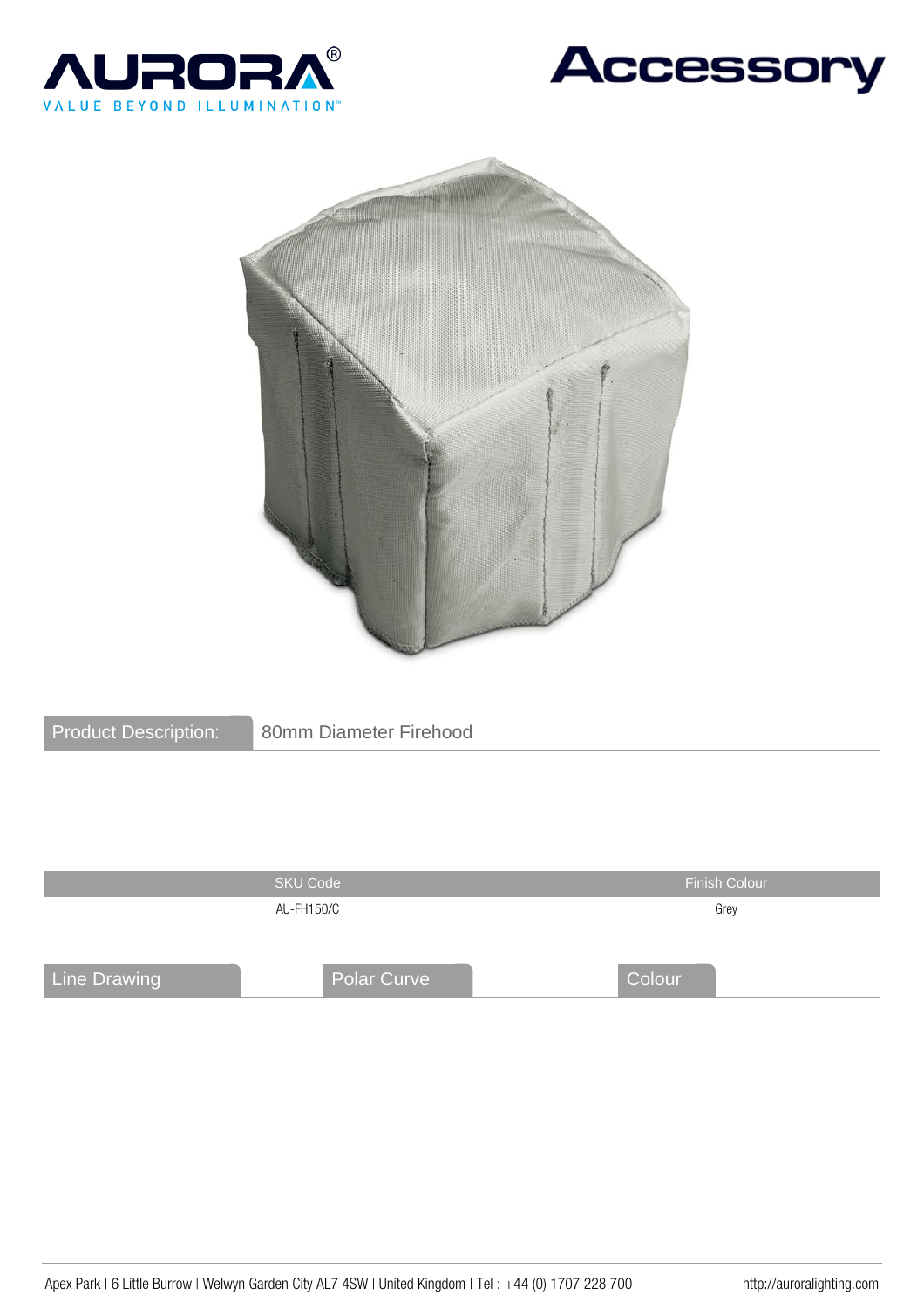# AURORA®

VALUE BEYOND ILLUMINATION™

# Accessory

**Product Description:** 80mm Diameter Firehood

| SKU Code | Finish Colour |
| --- | --- |
| AU-FH150/C | Grey |

## Line Drawing

## Polar Curve

## Colour

Apex Park | 6 Little Burrow | Welwyn Garden City AL7 4SW | United Kingdom | Tel : +44 (0) 1707 228 700

http://auroralighting.com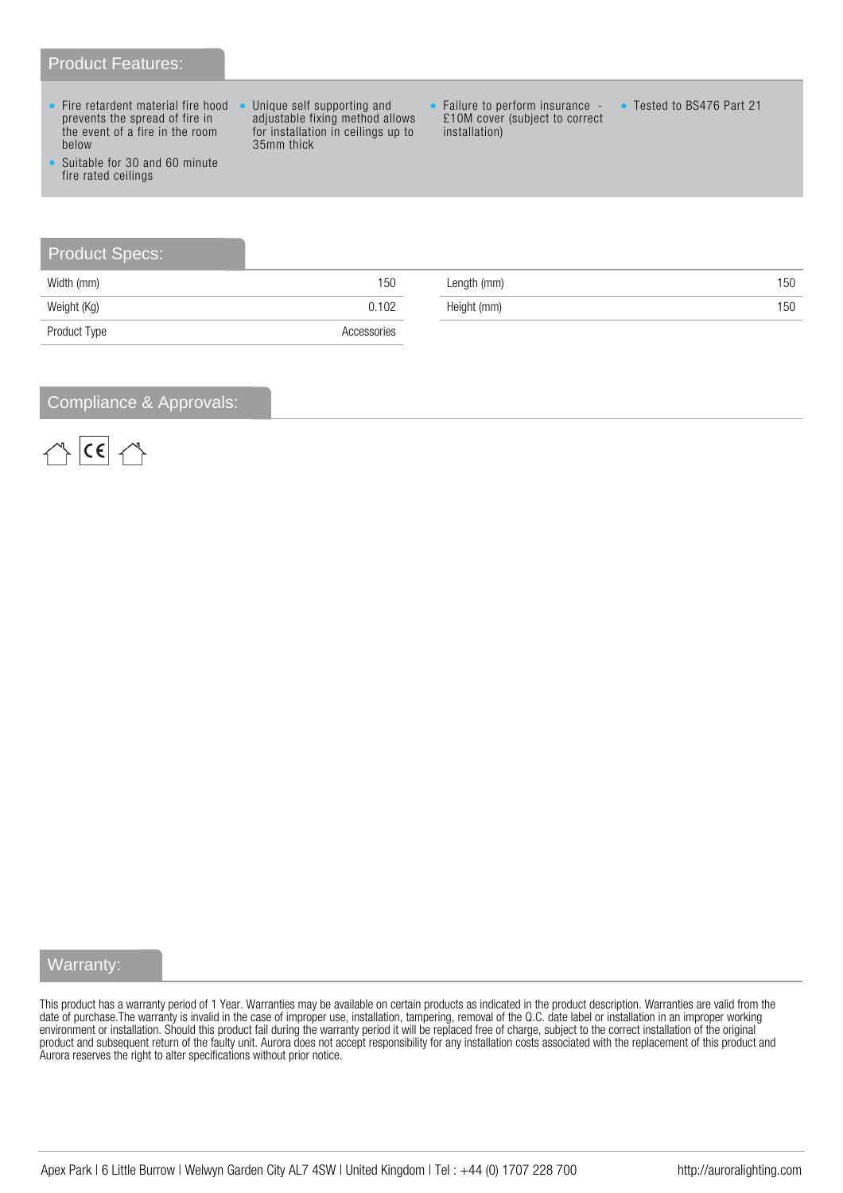## Product Features:

- Fire retardant material fire hood prevents the spread of fire in the event of a fire in the room below
- Suitable for 30 and 60 minute fire rated ceilings
- Unique self supporting and adjustable fixing method allows for installation in ceilings up to 35mm thick
- Failure to perform insurance - £10M cover (subject to correct installation)
- Tested to BS476 Part 21

## Product Specs:

| | | | |
|---|---|---|---|
| Width (mm) | 150 | Length (mm) | 150 |
| Weight (Kg) | 0.102 | Height (mm) | 150 |
| Product Type | Accessories | | |

## Compliance & Approvals:

## Warranty:

This product has a warranty period of 1 Year. Warranties may be available on certain products as indicated in the product description. Warranties are valid from the date of purchase.The warranty is invalid in the case of improper use, installation, tampering, removal of the Q.C. date label or installation in an improper working environment or installation. Should this product fail during the warranty period it will be replaced free of charge, subject to the correct installation of the original product and subsequent return of the faulty unit. Aurora does not accept responsibility for any installation costs associated with the replacement of this product and Aurora reserves the right to alter specifications without prior notice.

Apex Park | 6 Little Burrow | Welwyn Garden City AL7 4SW | United Kingdom | Tel : +44 (0) 1707 228 700 http://auroralighting.com